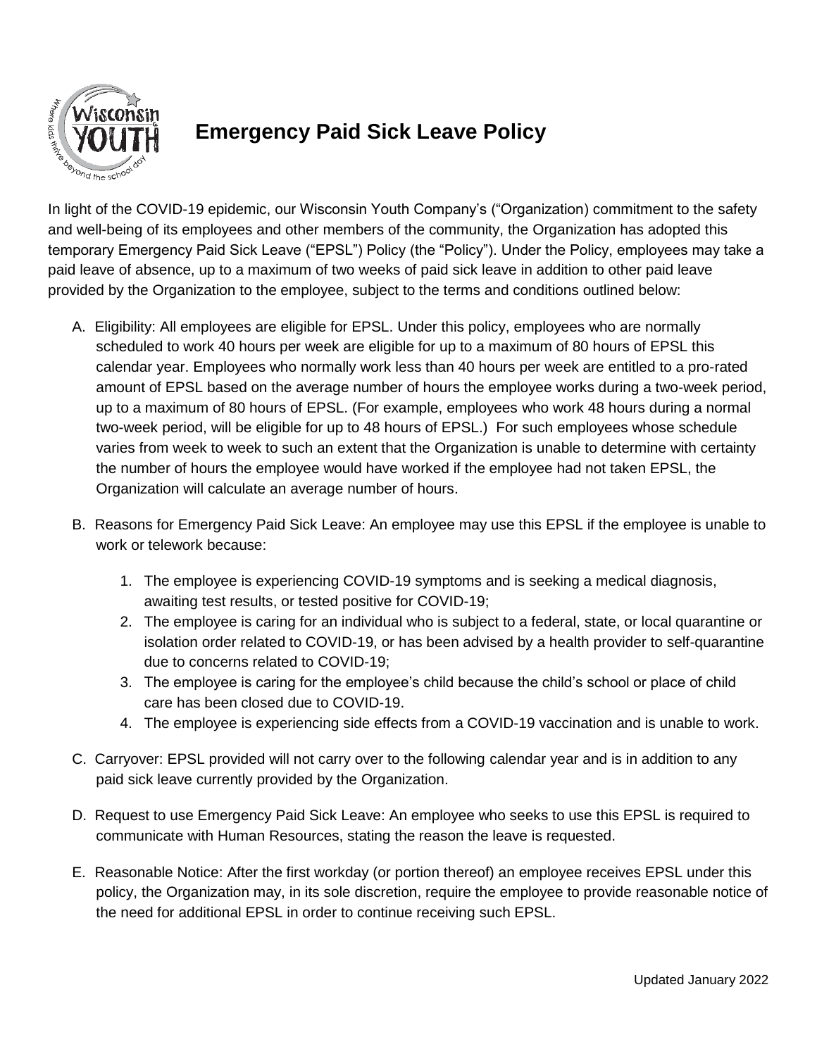# Emergency Paid Sick Leave Policy

In light of the COVID-19 epidemic, our Wisconsin Youth Company's ("Organization) commitment to the safety and well-being of its employees and other members of the community, the Organization has adopted this temporary Emergency Paid Sick Leave ("EPSL") Policy (the "Policy"). Under the Policy, employees may take a paid leave of absence, up to a maximum of two weeks of paid sick leave in addition to other paid leave provided by the Organization to the employee, subject to the terms and conditions outlined below:

A. Eligibility: All employees are eligible for EPSL. Under this policy, employees who are normally scheduled to work 40 hours per week are eligible for up to a maximum of 80 hours of EPSL this calendar year. Employees who normally work less than 40 hours per week are entitled to a pro-rated amount of EPSL based on the average number of hours the employee works during a two-week period, up to a maximum of 80 hours of EPSL. (For example, employees who work 48 hours during a normal two-week period, will be eligible for up to 48 hours of EPSL.) For such employees whose schedule varies from week to week to such an extent that the Organization is unable to determine with certainty the number of hours the employee would have worked if the employee had not taken EPSL, the Organization will calculate an average number of hours.

B. Reasons for Emergency Paid Sick Leave: An employee may use this EPSL if the employee is unable to work or telework because:

   1. The employee is experiencing COVID-19 symptoms and is seeking a medical diagnosis, awaiting test results, or tested positive for COVID-19;
   2. The employee is caring for an individual who is subject to a federal, state, or local quarantine or isolation order related to COVID-19, or has been advised by a health provider to self-quarantine due to concerns related to COVID-19;
   3. The employee is caring for the employee's child because the child's school or place of child care has been closed due to COVID-19.
   4. The employee is experiencing side effects from a COVID-19 vaccination and is unable to work.

C. Carryover: EPSL provided will not carry over to the following calendar year and is in addition to any paid sick leave currently provided by the Organization.

D. Request to use Emergency Paid Sick Leave: An employee who seeks to use this EPSL is required to communicate with Human Resources, stating the reason the leave is requested.

E. Reasonable Notice: After the first workday (or portion thereof) an employee receives EPSL under this policy, the Organization may, in its sole discretion, require the employee to provide reasonable notice of the need for additional EPSL in order to continue receiving such EPSL.

Updated January 2022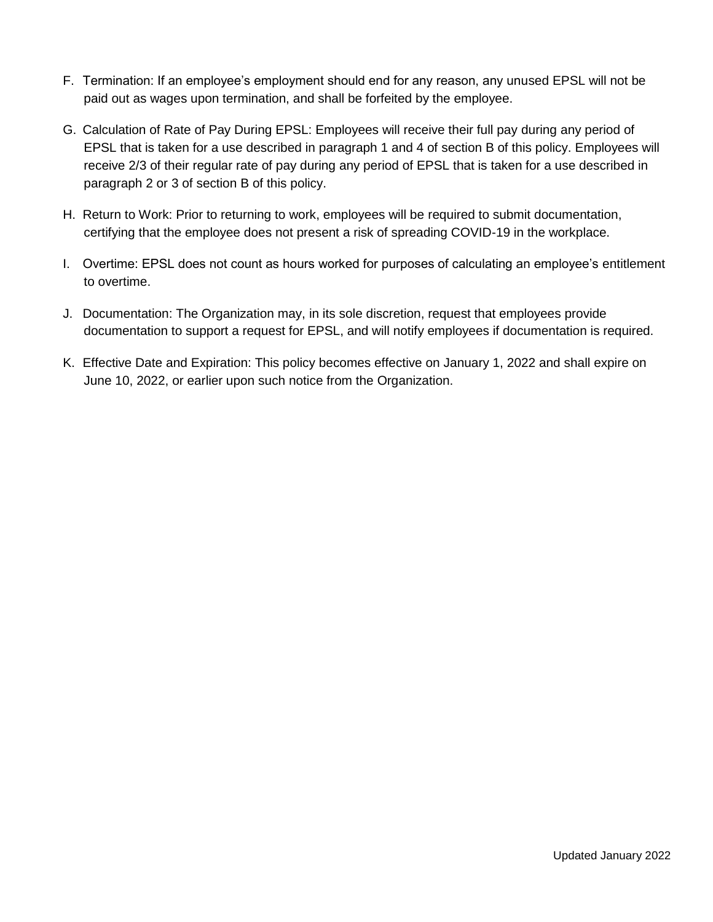F. Termination: If an employee's employment should end for any reason, any unused EPSL will not be paid out as wages upon termination, and shall be forfeited by the employee.

G. Calculation of Rate of Pay During EPSL: Employees will receive their full pay during any period of EPSL that is taken for a use described in paragraph 1 and 4 of section B of this policy. Employees will receive 2/3 of their regular rate of pay during any period of EPSL that is taken for a use described in paragraph 2 or 3 of section B of this policy.

H. Return to Work: Prior to returning to work, employees will be required to submit documentation, certifying that the employee does not present a risk of spreading COVID-19 in the workplace.

I. Overtime: EPSL does not count as hours worked for purposes of calculating an employee's entitlement to overtime.

J. Documentation: The Organization may, in its sole discretion, request that employees provide documentation to support a request for EPSL, and will notify employees if documentation is required.

K. Effective Date and Expiration: This policy becomes effective on January 1, 2022 and shall expire on June 10, 2022, or earlier upon such notice from the Organization.

Updated January 2022